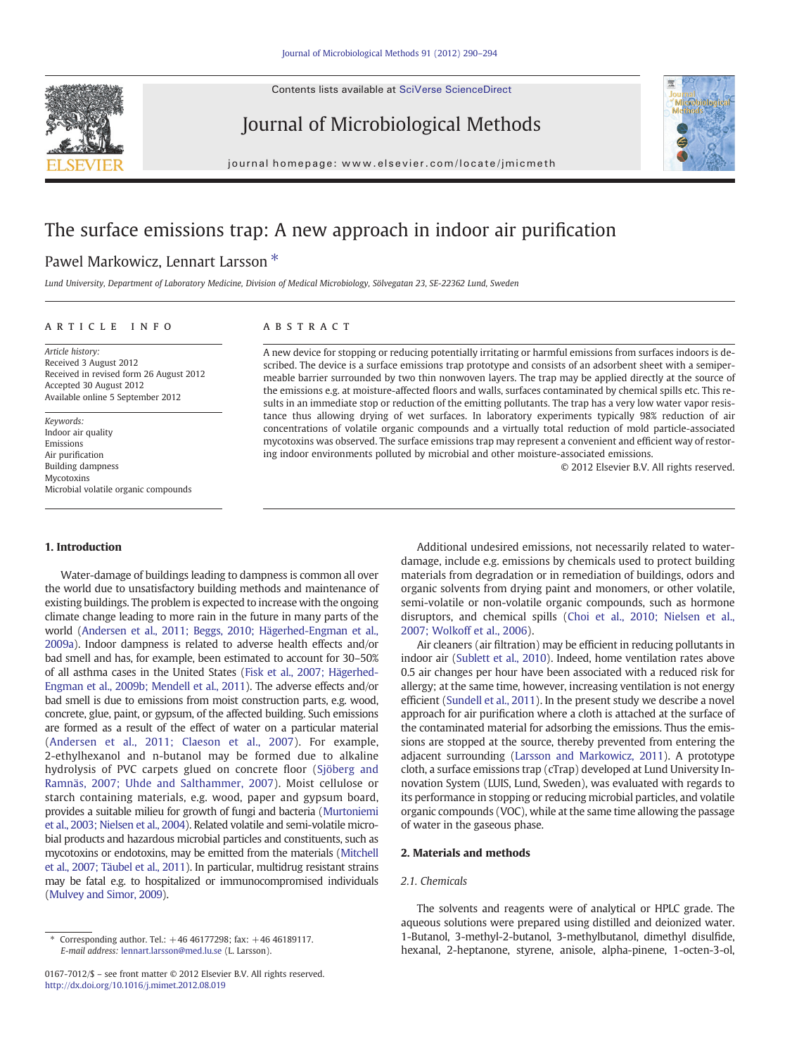# The surface emissions trap: A new approach in indoor air purification

Pawel Markowicz, Lennart Larsson *

Lund University, Department of Laboratory Medicine, Division of Medical Microbiology, Sölvegatan 23, SE-22362 Lund, Sweden

**ARTICLE INFO**

*Article history:*
Received 3 August 2012
Received in revised form 26 August 2012
Accepted 30 August 2012
Available online 5 September 2012

*Keywords:*
Indoor air quality
Emissions
Air purification
Building dampness
Mycotoxins
Microbial volatile organic compounds

**ABSTRACT**

A new device for stopping or reducing potentially irritating or harmful emissions from surfaces indoors is described. The device is a surface emissions trap prototype and consists of an adsorbent sheet with a semipermeable barrier surrounded by two thin nonwoven layers. The trap may be applied directly at the source of the emissions e.g. at moisture-affected floors and walls, surfaces contaminated by chemical spills etc. This results in an immediate stop or reduction of the emitting pollutants. The trap has a very low water vapor resistance thus allowing drying of wet surfaces. In laboratory experiments typically 98% reduction of air concentrations of volatile organic compounds and a virtually total reduction of mold particle-associated mycotoxins was observed. The surface emissions trap may represent a convenient and efficient way of restoring indoor environments polluted by microbial and other moisture-associated emissions.

© 2012 Elsevier B.V. All rights reserved.

## 1. Introduction

Water-damage of buildings leading to dampness is common all over the world due to unsatisfactory building methods and maintenance of existing buildings. The problem is expected to increase with the ongoing climate change leading to more rain in the future in many parts of the world (Andersen et al., 2011; Beggs, 2010; Hägerhed-Engman et al., 2009a). Indoor dampness is related to adverse health effects and/or bad smell and has, for example, been estimated to account for 30–50% of all asthma cases in the United States (Fisk et al., 2007; Hägerhed-Engman et al., 2009b; Mendell et al., 2011). The adverse effects and/or bad smell is due to emissions from moist construction parts, e.g. wood, concrete, glue, paint, or gypsum, of the affected building. Such emissions are formed as a result of the effect of water on a particular material (Andersen et al., 2011; Claeson et al., 2007). For example, 2-ethylhexanol and n-butanol may be formed due to alkaline hydrolysis of PVC carpets glued on concrete floor (Sjöberg and Ramnäs, 2007; Uhde and Salthammer, 2007). Moist cellulose or starch containing materials, e.g. wood, paper and gypsum board, provides a suitable milieu for growth of fungi and bacteria (Murtoniemi et al., 2003; Nielsen et al., 2004). Related volatile and semi-volatile microbial products and hazardous microbial particles and constituents, such as mycotoxins or endotoxins, may be emitted from the materials (Mitchell et al., 2007; Täubel et al., 2011). In particular, multidrug resistant strains may be fatal e.g. to hospitalized or immunocompromised individuals (Mulvey and Simor, 2009).

Additional undesired emissions, not necessarily related to water-damage, include e.g. emissions by chemicals used to protect building materials from degradation or in remediation of buildings, odors and organic solvents from drying paint and monomers, or other volatile, semi-volatile or non-volatile organic compounds, such as hormone disruptors, and chemical spills (Choi et al., 2010; Nielsen et al., 2007; Wolkoff et al., 2006).

Air cleaners (air filtration) may be efficient in reducing pollutants in indoor air (Sublett et al., 2010). Indeed, home ventilation rates above 0.5 air changes per hour have been associated with a reduced risk for allergy; at the same time, however, increasing ventilation is not energy efficient (Sundell et al., 2011). In the present study we describe a novel approach for air purification where a cloth is attached at the surface of the contaminated material for adsorbing the emissions. Thus the emissions are stopped at the source, thereby prevented from entering the adjacent surrounding (Larsson and Markowicz, 2011). A prototype cloth, a surface emissions trap (cTrap) developed at Lund University Innovation System (LUIS, Lund, Sweden), was evaluated with regards to its performance in stopping or reducing microbial particles, and volatile organic compounds (VOC), while at the same time allowing the passage of water in the gaseous phase.

## 2. Materials and methods

### 2.1. Chemicals

The solvents and reagents were of analytical or HPLC grade. The aqueous solutions were prepared using distilled and deionized water. 1-Butanol, 3-methyl-2-butanol, 3-methylbutanol, dimethyl disulfide, hexanal, 2-heptanone, styrene, anisole, alpha-pinene, 1-octen-3-ol,

* Corresponding author. Tel.: +46 46177298; fax: +46 46189117. *E-mail address:* lennart.larsson@med.lu.se (L. Larsson).

0167-7012/$ – see front matter © 2012 Elsevier B.V. All rights reserved.
http://dx.doi.org/10.1016/j.mimet.2012.08.019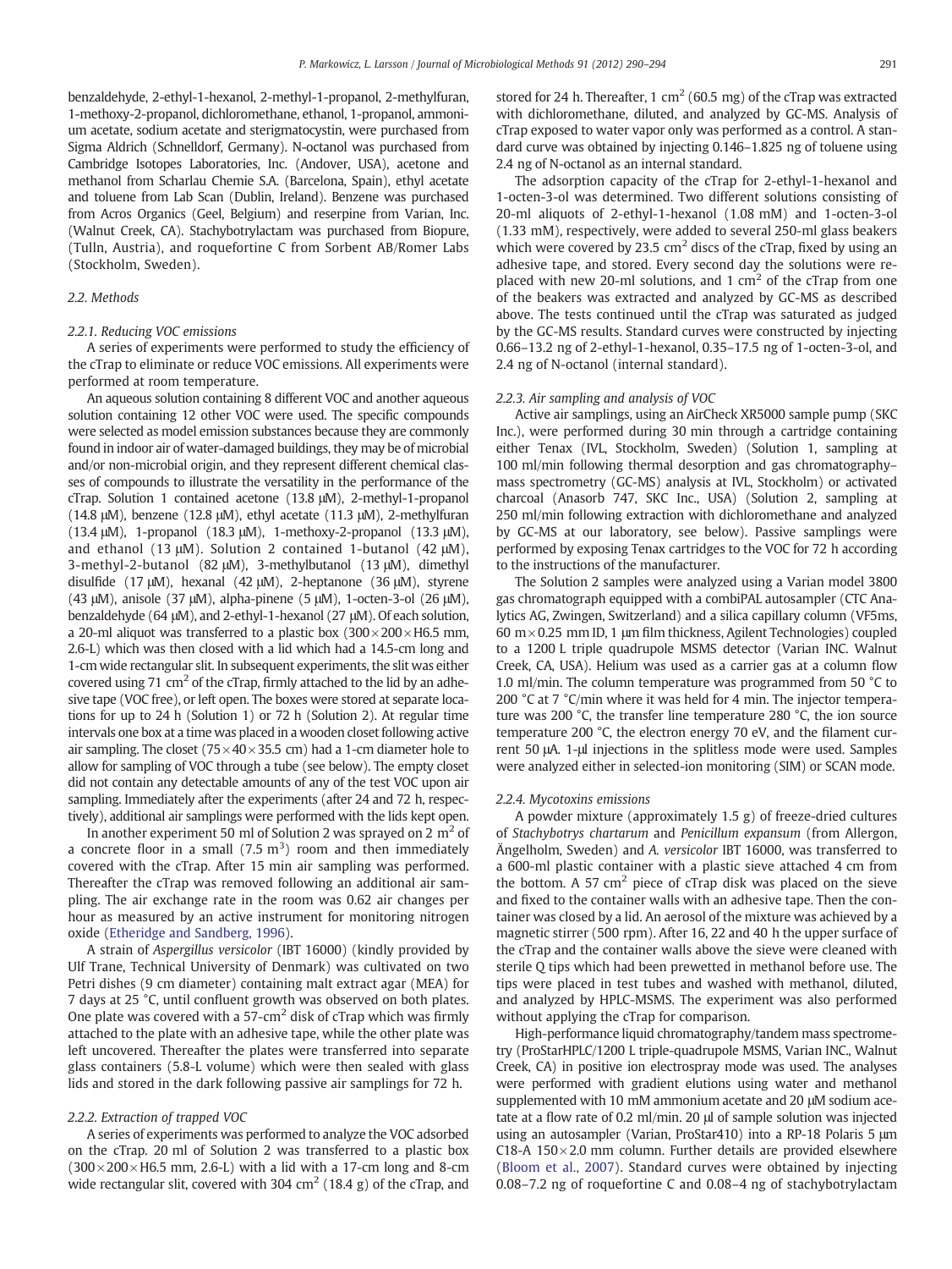benzaldehyde, 2-ethyl-1-hexanol, 2-methyl-1-propanol, 2-methylfuran, 1-methoxy-2-propanol, dichloromethane, ethanol, 1-propanol, ammonium acetate, sodium acetate and sterigmatocystin, were purchased from Sigma Aldrich (Schnelldorf, Germany). N-octanol was purchased from Cambridge Isotopes Laboratories, Inc. (Andover, USA), acetone and methanol from Scharlau Chemie S.A. (Barcelona, Spain), ethyl acetate and toluene from Lab Scan (Dublin, Ireland). Benzene was purchased from Acros Organics (Geel, Belgium) and reserpine from Varian, Inc. (Walnut Creek, CA). Stachybotrylactam was purchased from Biopure, (Tulln, Austria), and roquefortine C from Sorbent AB/Romer Labs (Stockholm, Sweden).

### 2.2. Methods

#### 2.2.1. Reducing VOC emissions

A series of experiments were performed to study the efficiency of the cTrap to eliminate or reduce VOC emissions. All experiments were performed at room temperature.

An aqueous solution containing 8 different VOC and another aqueous solution containing 12 other VOC were used. The specific compounds were selected as model emission substances because they are commonly found in indoor air of water-damaged buildings, they may be of microbial and/or non-microbial origin, and they represent different chemical classes of compounds to illustrate the versatility in the performance of the cTrap. Solution 1 contained acetone (13.8 μM), 2-methyl-1-propanol (14.8 μM), benzene (12.8 μM), ethyl acetate (11.3 μM), 2-methylfuran (13.4 μM), 1-propanol (18.3 μM), 1-methoxy-2-propanol (13.3 μM), and ethanol (13 μM). Solution 2 contained 1-butanol (42 μM), 3-methyl-2-butanol (82 μM), 3-methylbutanol (13 μM), dimethyl disulfide (17 μM), hexanal (42 μM), 2-heptanone (36 μM), styrene (43 μM), anisole (37 μM), alpha-pinene (5 μM), 1-octen-3-ol (26 μM), benzaldehyde (64 μM), and 2-ethyl-1-hexanol (27 μM). Of each solution, a 20-ml aliquot was transferred to a plastic box (300×200×H6.5 mm, 2.6-L) which was then closed with a lid which had a 14.5-cm long and 1-cm wide rectangular slit. In subsequent experiments, the slit was either covered using 71 $cm^2$ of the cTrap, firmly attached to the lid by an adhesive tape (VOC free), or left open. The boxes were stored at separate locations for up to 24 h (Solution 1) or 72 h (Solution 2). At regular time intervals one box at a time was placed in a wooden closet following active air sampling. The closet (75×40×35.5 cm) had a 1-cm diameter hole to allow for sampling of VOC through a tube (see below). The empty closet did not contain any detectable amounts of any of the test VOC upon air sampling. Immediately after the experiments (after 24 and 72 h, respectively), additional air samplings were performed with the lids kept open.

In another experiment 50 ml of Solution 2 was sprayed on 2 $m^2$ of a concrete floor in a small (7.5 $m^3$) room and then immediately covered with the cTrap. After 15 min air sampling was performed. Thereafter the cTrap was removed following an additional air sampling. The air exchange rate in the room was 0.62 air changes per hour as measured by an active instrument for monitoring nitrogen oxide (Etheridge and Sandberg, 1996).

A strain of *Aspergillus versicolor* (IBT 16000) (kindly provided by Ulf Trane, Technical University of Denmark) was cultivated on two Petri dishes (9 cm diameter) containing malt extract agar (MEA) for 7 days at 25 °C, until confluent growth was observed on both plates. One plate was covered with a 57-$cm^2$ disk of cTrap which was firmly attached to the plate with an adhesive tape, while the other plate was left uncovered. Thereafter the plates were transferred into separate glass containers (5.8-L volume) which were then sealed with glass lids and stored in the dark following passive air samplings for 72 h.

#### 2.2.2. Extraction of trapped VOC

A series of experiments was performed to analyze the VOC adsorbed on the cTrap. 20 ml of Solution 2 was transferred to a plastic box (300×200×H6.5 mm, 2.6-L) with a lid with a 17-cm long and 8-cm wide rectangular slit, covered with 304 $cm^2$ (18.4 g) of the cTrap, and stored for 24 h. Thereafter, 1 $cm^2$ (60.5 mg) of the cTrap was extracted with dichloromethane, diluted, and analyzed by GC-MS. Analysis of cTrap exposed to water vapor only was performed as a control. A standard curve was obtained by injecting 0.146–1.825 ng of toluene using 2.4 ng of N-octanol as an internal standard.

The adsorption capacity of the cTrap for 2-ethyl-1-hexanol and 1-octen-3-ol was determined. Two different solutions consisting of 20-ml aliquots of 2-ethyl-1-hexanol (1.08 mM) and 1-octen-3-ol (1.33 mM), respectively, were added to several 250-ml glass beakers which were covered by 23.5 $cm^2$ discs of the cTrap, fixed by using an adhesive tape, and stored. Every second day the solutions were replaced with new 20-ml solutions, and 1 $cm^2$ of the cTrap from one of the beakers was extracted and analyzed by GC-MS as described above. The tests continued until the cTrap was saturated as judged by the GC-MS results. Standard curves were constructed by injecting 0.66–13.2 ng of 2-ethyl-1-hexanol, 0.35–17.5 ng of 1-octen-3-ol, and 2.4 ng of N-octanol (internal standard).

#### 2.2.3. Air sampling and analysis of VOC

Active air samplings, using an AirCheck XR5000 sample pump (SKC Inc.), were performed during 30 min through a cartridge containing either Tenax (IVL, Stockholm, Sweden) (Solution 1, sampling at 100 ml/min following thermal desorption and gas chromatography–mass spectrometry (GC-MS) analysis at IVL, Stockholm) or activated charcoal (Anasorb 747, SKC Inc., USA) (Solution 2, sampling at 250 ml/min following extraction with dichloromethane and analyzed by GC-MS at our laboratory, see below). Passive samplings were performed by exposing Tenax cartridges to the VOC for 72 h according to the instructions of the manufacturer.

The Solution 2 samples were analyzed using a Varian model 3800 gas chromatograph equipped with a combiPAL autosampler (CTC Analytics AG, Zwingen, Switzerland) and a silica capillary column (VF5ms, 60 m×0.25 mm ID, 1 μm film thickness, Agilent Technologies) coupled to a 1200 L triple quadrupole MSMS detector (Varian INC. Walnut Creek, CA, USA). Helium was used as a carrier gas at a column flow 1.0 ml/min. The column temperature was programmed from 50 °C to 200 °C at 7 °C/min where it was held for 4 min. The injector temperature was 200 °C, the transfer line temperature 280 °C, the ion source temperature 200 °C, the electron energy 70 eV, and the filament current 50 μA. 1-μl injections in the splitless mode were used. Samples were analyzed either in selected-ion monitoring (SIM) or SCAN mode.

#### 2.2.4. Mycotoxins emissions

A powder mixture (approximately 1.5 g) of freeze-dried cultures of *Stachybotrys chartarum* and *Penicillum expansum* (from Allergon, Ängelholm, Sweden) and *A. versicolor* IBT 16000, was transferred to a 600-ml plastic container with a plastic sieve attached 4 cm from the bottom. A 57 $cm^2$ piece of cTrap disk was placed on the sieve and fixed to the container walls with an adhesive tape. Then the container was closed by a lid. An aerosol of the mixture was achieved by a magnetic stirrer (500 rpm). After 16, 22 and 40 h the upper surface of the cTrap and the container walls above the sieve were cleaned with sterile Q tips which had been prewetted in methanol before use. The tips were placed in test tubes and washed with methanol, diluted, and analyzed by HPLC-MSMS. The experiment was also performed without applying the cTrap for comparison.

High-performance liquid chromatography/tandem mass spectrometry (ProStarHPLC/1200 L triple-quadrupole MSMS, Varian INC., Walnut Creek, CA) in positive ion electrospray mode was used. The analyses were performed with gradient elutions using water and methanol supplemented with 10 mM ammonium acetate and 20 μM sodium acetate at a flow rate of 0.2 ml/min. 20 μl of sample solution was injected using an autosampler (Varian, ProStar410) into a RP-18 Polaris 5 μm C18-A 150×2.0 mm column. Further details are provided elsewhere (Bloom et al., 2007). Standard curves were obtained by injecting 0.08–7.2 ng of roquefortine C and 0.08–4 ng of stachybotrylactam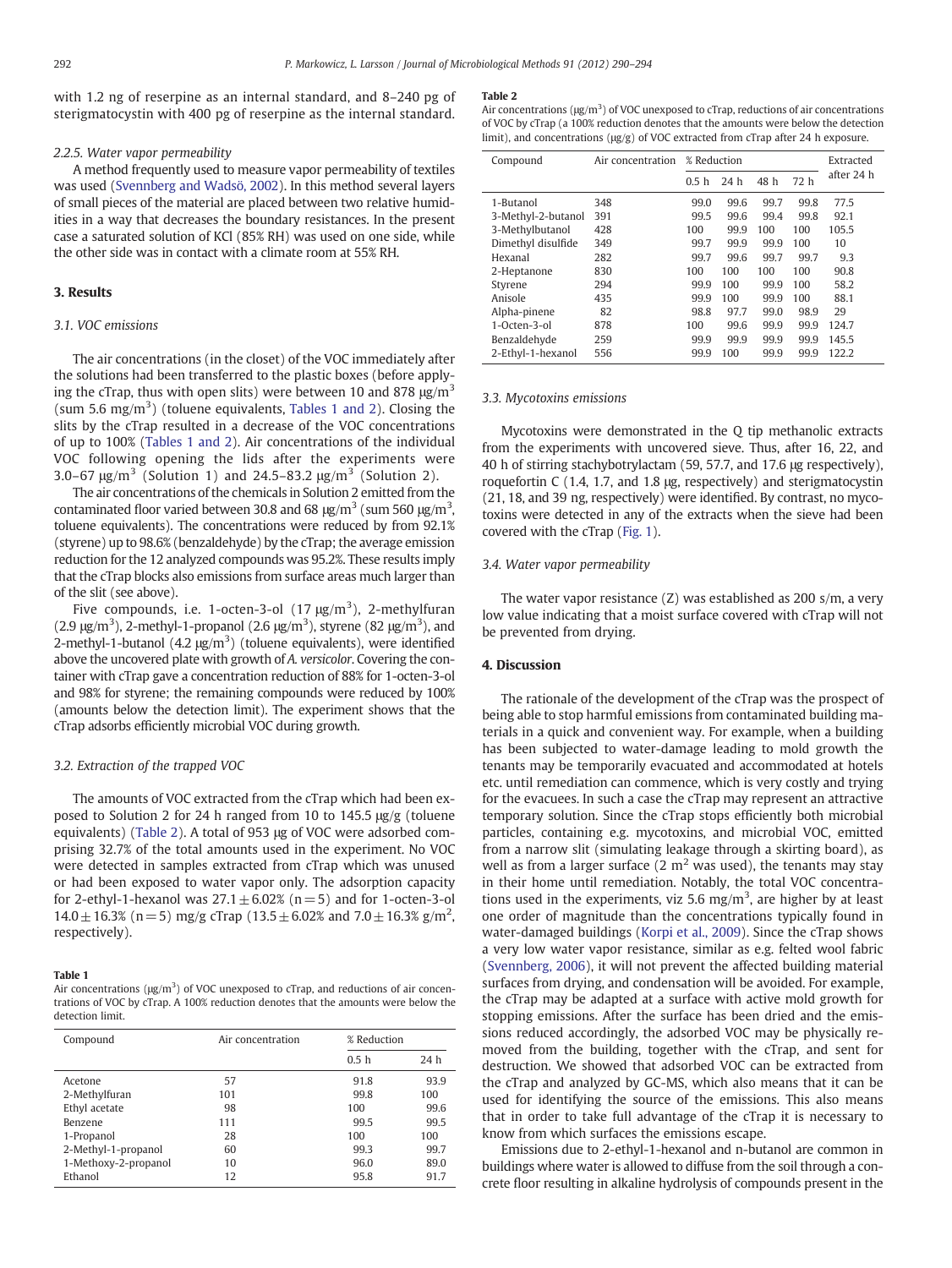with 1.2 ng of reserpine as an internal standard, and 8–240 pg of sterigmatocystin with 400 pg of reserpine as the internal standard.

#### 2.2.5. Water vapor permeability

A method frequently used to measure vapor permeability of textiles was used (Svennberg and Wadsö, 2002). In this method several layers of small pieces of the material are placed between two relative humidities in a way that decreases the boundary resistances. In the present case a saturated solution of KCl (85% RH) was used on one side, while the other side was in contact with a climate room at 55% RH.

## 3. Results

### 3.1. VOC emissions

The air concentrations (in the closet) of the VOC immediately after the solutions had been transferred to the plastic boxes (before applying the cTrap, thus with open slits) were between 10 and 878 μg/m$^3$ (sum 5.6 mg/m$^3$) (toluene equivalents, Tables 1 and 2). Closing the slits by the cTrap resulted in a decrease of the VOC concentrations of up to 100% (Tables 1 and 2). Air concentrations of the individual VOC following opening the lids after the experiments were 3.0–67 μg/m$^3$ (Solution 1) and 24.5–83.2 μg/m$^3$ (Solution 2).

The air concentrations of the chemicals in Solution 2 emitted from the contaminated floor varied between 30.8 and 68 μg/m$^3$ (sum 560 μg/m$^3$, toluene equivalents). The concentrations were reduced by from 92.1% (styrene) up to 98.6% (benzaldehyde) by the cTrap; the average emission reduction for the 12 analyzed compounds was 95.2%. These results imply that the cTrap blocks also emissions from surface areas much larger than of the slit (see above).

Five compounds, i.e. 1-octen-3-ol (17 μg/m$^3$), 2-methylfuran (2.9 μg/m$^3$), 2-methyl-1-propanol (2.6 μg/m$^3$), styrene (82 μg/m$^3$), and 2-methyl-1-butanol (4.2 μg/m$^3$) (toluene equivalents), were identified above the uncovered plate with growth of *A. versicolor*. Covering the container with cTrap gave a concentration reduction of 88% for 1-octen-3-ol and 98% for styrene; the remaining compounds were reduced by 100% (amounts below the detection limit). The experiment shows that the cTrap adsorbs efficiently microbial VOC during growth.

### 3.2. Extraction of the trapped VOC

The amounts of VOC extracted from the cTrap which had been exposed to Solution 2 for 24 h ranged from 10 to 145.5 μg/g (toluene equivalents) (Table 2). A total of 953 μg of VOC were adsorbed comprising 32.7% of the total amounts used in the experiment. No VOC were detected in samples extracted from cTrap which was unused or had been exposed to water vapor only. The adsorption capacity for 2-ethyl-1-hexanol was 27.1 ± 6.02% (n = 5) and for 1-octen-3-ol 14.0 ± 16.3% (n = 5) mg/g cTrap (13.5 ± 6.02% and 7.0 ± 16.3% g/m$^2$, respectively).

**Table 1**
Air concentrations (μg/m$^3$) of VOC unexposed to cTrap, and reductions of air concentrations of VOC by cTrap. A 100% reduction denotes that the amounts were below the detection limit.

| Compound | Air concentration | % Reduction | |
|---|---|---|---|
| | | 0.5 h | 24 h |
| Acetone | 57 | 91.8 | 93.9 |
| 2-Methylfuran | 101 | 99.8 | 100 |
| Ethyl acetate | 98 | 100 | 99.6 |
| Benzene | 111 | 99.5 | 99.5 |
| 1-Propanol | 28 | 100 | 100 |
| 2-Methyl-1-propanol | 60 | 99.3 | 99.7 |
| 1-Methoxy-2-propanol | 10 | 96.0 | 89.0 |
| Ethanol | 12 | 95.8 | 91.7 |

**Table 2**
Air concentrations (μg/m$^3$) of VOC unexposed to cTrap, reductions of air concentrations of VOC by cTrap (a 100% reduction denotes that the amounts were below the detection limit), and concentrations (μg/g) of VOC extracted from cTrap after 24 h exposure.

| Compound | Air concentration | % Reduction | | | | Extracted after 24 h |
|---|---|---|---|---|---|---|
| | | 0.5 h | 24 h | 48 h | 72 h | |
| 1-Butanol | 348 | 99.0 | 99.6 | 99.7 | 99.8 | 77.5 |
| 3-Methyl-2-butanol | 391 | 99.5 | 99.6 | 99.4 | 99.8 | 92.1 |
| 3-Methylbutanol | 428 | 100 | 99.9 | 100 | 100 | 105.5 |
| Dimethyl disulfide | 349 | 99.7 | 99.9 | 99.9 | 100 | 10 |
| Hexanal | 282 | 99.7 | 99.6 | 99.7 | 99.7 | 9.3 |
| 2-Heptanone | 830 | 100 | 100 | 100 | 100 | 90.8 |
| Styrene | 294 | 99.9 | 100 | 99.9 | 100 | 58.2 |
| Anisole | 435 | 99.9 | 100 | 99.9 | 100 | 88.1 |
| Alpha-pinene | 82 | 98.8 | 97.7 | 99.0 | 98.9 | 29 |
| 1-Octen-3-ol | 878 | 100 | 99.6 | 99.9 | 99.9 | 124.7 |
| Benzaldehyde | 259 | 99.9 | 99.9 | 99.9 | 99.9 | 145.5 |
| 2-Ethyl-1-hexanol | 556 | 99.9 | 100 | 99.9 | 99.9 | 122.2 |

### 3.3. Mycotoxins emissions

Mycotoxins were demonstrated in the Q tip methanolic extracts from the experiments with uncovered sieve. Thus, after 16, 22, and 40 h of stirring stachybotrylactam (59, 57.7, and 17.6 μg respectively), roquefortin C (1.4, 1.7, and 1.8 μg, respectively) and sterigmatocystin (21, 18, and 39 ng, respectively) were identified. By contrast, no mycotoxins were detected in any of the extracts when the sieve had been covered with the cTrap (Fig. 1).

### 3.4. Water vapor permeability

The water vapor resistance (Z) was established as 200 s/m, a very low value indicating that a moist surface covered with cTrap will not be prevented from drying.

## 4. Discussion

The rationale of the development of the cTrap was the prospect of being able to stop harmful emissions from contaminated building materials in a quick and convenient way. For example, when a building has been subjected to water-damage leading to mold growth the tenants may be temporarily evacuated and accommodated at hotels etc. until remediation can commence, which is very costly and trying for the evacuees. In such a case the cTrap may represent an attractive temporary solution. Since the cTrap stops efficiently both microbial particles, containing e.g. mycotoxins, and microbial VOC, emitted from a narrow slit (simulating leakage through a skirting board), as well as from a larger surface (2 m$^2$ was used), the tenants may stay in their home until remediation. Notably, the total VOC concentrations used in the experiments, viz 5.6 mg/m$^3$, are higher by at least one order of magnitude than the concentrations typically found in water-damaged buildings (Korpi et al., 2009). Since the cTrap shows a very low water vapor resistance, similar as e.g. felted wool fabric (Svennberg, 2006), it will not prevent the affected building material surfaces from drying, and condensation will be avoided. For example, the cTrap may be adapted at a surface with active mold growth for stopping emissions. After the surface has been dried and the emissions reduced accordingly, the adsorbed VOC may be physically removed from the building, together with the cTrap, and sent for destruction. We showed that adsorbed VOC can be extracted from the cTrap and analyzed by GC-MS, which also means that it can be used for identifying the source of the emissions. This also means that in order to take full advantage of the cTrap it is necessary to know from which surfaces the emissions escape.

Emissions due to 2-ethyl-1-hexanol and n-butanol are common in buildings where water is allowed to diffuse from the soil through a concrete floor resulting in alkaline hydrolysis of compounds present in the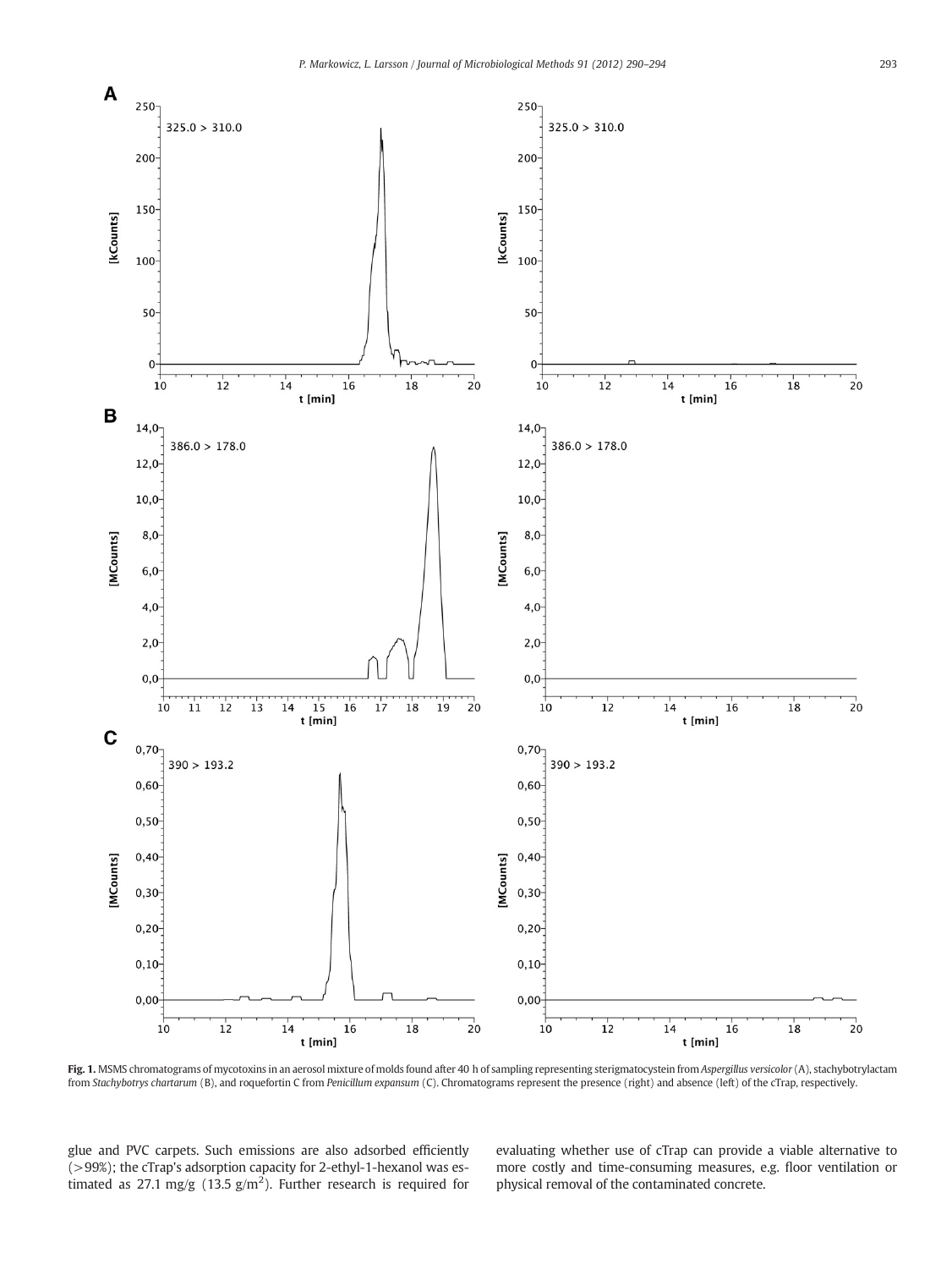**Fig. 1.** MSMS chromatograms of mycotoxins in an aerosol mixture of molds found after 40 h of sampling representing sterigmatocystein from *Aspergillus versicolor* (A), stachybotrylactam from *Stachybotrys chartarum* (B), and roquefortin C from *Penicillum expansum* (C). Chromatograms represent the presence (right) and absence (left) of the cTrap, respectively.

glue and PVC carpets. Such emissions are also adsorbed efficiently (>99%); the cTrap's adsorption capacity for 2-ethyl-1-hexanol was estimated as 27.1 mg/g (13.5 g/m$^2$). Further research is required for evaluating whether use of cTrap can provide a viable alternative to more costly and time-consuming measures, e.g. floor ventilation or physical removal of the contaminated concrete.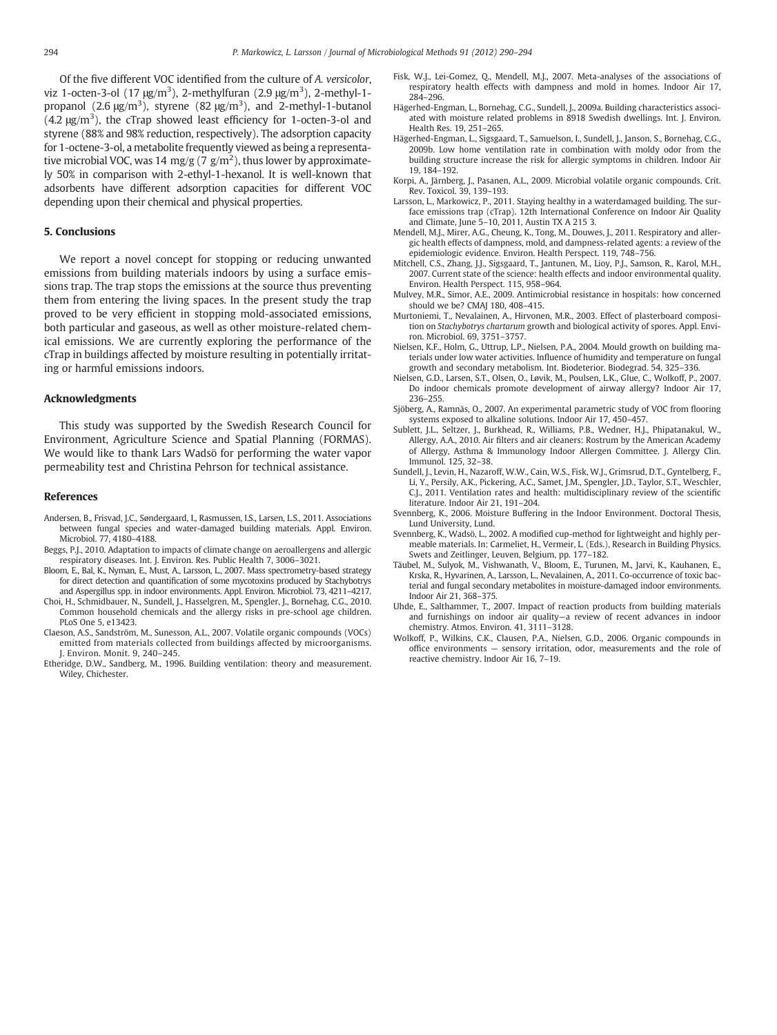Of the five different VOC identified from the culture of *A. versicolor*, viz 1-octen-3-ol (17 μg/m$^3$), 2-methylfuran (2.9 μg/m$^3$), 2-methyl-1-propanol (2.6 μg/m$^3$), styrene (82 μg/m$^3$), and 2-methyl-1-butanol (4.2 μg/m$^3$), the cTrap showed least efficiency for 1-octen-3-ol and styrene (88% and 98% reduction, respectively). The adsorption capacity for 1-octene-3-ol, a metabolite frequently viewed as being a representative microbial VOC, was 14 mg/g (7 g/m$^2$), thus lower by approximately 50% in comparison with 2-ethyl-1-hexanol. It is well-known that adsorbents have different adsorption capacities for different VOC depending upon their chemical and physical properties.

## 5. Conclusions

We report a novel concept for stopping or reducing unwanted emissions from building materials indoors by using a surface emissions trap. The trap stops the emissions at the source thus preventing them from entering the living spaces. In the present study the trap proved to be very efficient in stopping mold-associated emissions, both particular and gaseous, as well as other moisture-related chemical emissions. We are currently exploring the performance of the cTrap in buildings affected by moisture resulting in potentially irritating or harmful emissions indoors.

## Acknowledgments

This study was supported by the Swedish Research Council for Environment, Agriculture Science and Spatial Planning (FORMAS). We would like to thank Lars Wadsö for performing the water vapor permeability test and Christina Pehrson for technical assistance.

## References

Andersen, B., Frisvad, J.C., Søndergaard, I., Rasmussen, I.S., Larsen, L.S., 2011. Associations between fungal species and water-damaged building materials. Appl. Environ. Microbiol. 77, 4180–4188.

Beggs, P.J., 2010. Adaptation to impacts of climate change on aeroallergens and allergic respiratory diseases. Int. J. Environ. Res. Public Health 7, 3006–3021.

Bloom, E., Bal, K., Nyman, E., Must, A., Larsson, L., 2007. Mass spectrometry-based strategy for direct detection and quantification of some mycotoxins produced by Stachybotrys and Aspergillus spp. in indoor environments. Appl. Environ. Microbiol. 73, 4211–4217.

Choi, H., Schmidbauer, N., Sundell, J., Hasselgren, M., Spengler, J., Bornehag, C.G., 2010. Common household chemicals and the allergy risks in pre-school age children. PLoS One 5, e13423.

Claeson, A.S., Sandström, M., Sunesson, A.L., 2007. Volatile organic compounds (VOCs) emitted from materials collected from buildings affected by microorganisms. J. Environ. Monit. 9, 240–245.

Etheridge, D.W., Sandberg, M., 1996. Building ventilation: theory and measurement. Wiley, Chichester.

Fisk, W.J., Lei-Gomez, Q., Mendell, M.J., 2007. Meta-analyses of the associations of respiratory health effects with dampness and mold in homes. Indoor Air 17, 284–296.

Hägerhed-Engman, L., Bornehag, C.G., Sundell, J., 2009a. Building characteristics associated with moisture related problems in 8918 Swedish dwellings. Int. J. Environ. Health Res. 19, 251–265.

Hägerhed-Engman, L., Sigsgaard, T., Samuelson, I., Sundell, J., Janson, S., Bornehag, C.G., 2009b. Low home ventilation rate in combination with moldy odor from the building structure increase the risk for allergic symptoms in children. Indoor Air 19, 184–192.

Korpi, A., Järnberg, J., Pasanen, A.L., 2009. Microbial volatile organic compounds. Crit. Rev. Toxicol. 39, 139–193.

Larsson, L., Markowicz, P., 2011. Staying healthy in a waterdamaged building. The surface emissions trap (cTrap). 12th International Conference on Indoor Air Quality and Climate, June 5–10, 2011, Austin TX A 215 3.

Mendell, M.J., Mirer, A.G., Cheung, K., Tong, M., Douwes, J., 2011. Respiratory and allergic health effects of dampness, mold, and dampness-related agents: a review of the epidemiologic evidence. Environ. Health Perspect. 119, 748–756.

Mitchell, C.S., Zhang, J.J., Sigsgaard, T., Jantunen, M., Lioy, P.J., Samson, R., Karol, M.H., 2007. Current state of the science: health effects and indoor environmental quality. Environ. Health Perspect. 115, 958–964.

Mulvey, M.R., Simor, A.E., 2009. Antimicrobial resistance in hospitals: how concerned should we be? CMAJ 180, 408–415.

Murtoniemi, T., Nevalainen, A., Hirvonen, M.R., 2003. Effect of plasterboard composition on *Stachybotrys chartarum* growth and biological activity of spores. Appl. Environ. Microbiol. 69, 3751–3757.

Nielsen, K.F., Holm, G., Uttrup, L.P., Nielsen, P.A., 2004. Mould growth on building materials under low water activities. Influence of humidity and temperature on fungal growth and secondary metabolism. Int. Biodeterior. Biodegrad. 54, 325–336.

Nielsen, G.D., Larsen, S.T., Olsen, O., Løvik, M., Poulsen, L.K., Glue, C., Wolkoff, P., 2007. Do indoor chemicals promote development of airway allergy? Indoor Air 17, 236–255.

Sjöberg, A., Ramnäs, O., 2007. An experimental parametric study of VOC from flooring systems exposed to alkaline solutions. Indoor Air 17, 450–457.

Sublett, J.L., Seltzer, J., Burkhead, R., Williams, P.B., Wedner, H.J., Phipatanakul, W., Allergy, A.A., 2010. Air filters and air cleaners: Rostrum by the American Academy of Allergy, Asthma & Immunology Indoor Allergen Committee. J. Allergy Clin. Immunol. 125, 32–38.

Sundell, J., Levin, H., Nazaroff, W.W., Cain, W.S., Fisk, W.J., Grimsrud, D.T., Gyntelberg, F., Li, Y., Persily, A.K., Pickering, A.C., Samet, J.M., Spengler, J.D., Taylor, S.T., Weschler, C.J., 2011. Ventilation rates and health: multidisciplinary review of the scientific literature. Indoor Air 21, 191–204.

Svennberg, K., 2006. Moisture Buffering in the Indoor Environment. Doctoral Thesis, Lund University, Lund.

Svennberg, K., Wadsö, L., 2002. A modified cup-method for lightweight and highly permeable materials. In: Carmeliet, H., Vermeir, L. (Eds.), Research in Building Physics. Swets and Zeitlinger, Leuven, Belgium, pp. 177–182.

Täubel, M., Sulyok, M., Vishwanath, V., Bloom, E., Turunen, M., Jarvi, K., Kauhanen, E., Krska, R., Hyvarinen, A., Larsson, L., Nevalainen, A., 2011. Co-occurrence of toxic bacterial and fungal secondary metabolites in moisture-damaged indoor environments. Indoor Air 21, 368–375.

Uhde, E., Salthammer, T., 2007. Impact of reaction products from building materials and furnishings on indoor air quality—a review of recent advances in indoor chemistry. Atmos. Environ. 41, 3111–3128.

Wolkoff, P., Wilkins, C.K., Clausen, P.A., Nielsen, G.D., 2006. Organic compounds in office environments — sensory irritation, odor, measurements and the role of reactive chemistry. Indoor Air 16, 7–19.